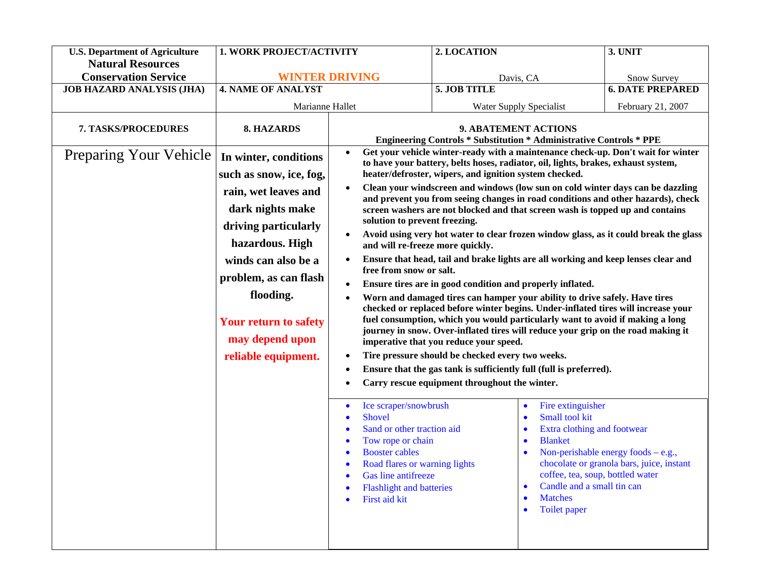| U.S. Department of Agriculture **Natural Resources Conservation Service** | **1. WORK PROJECT/ACTIVITY** WINTER DRIVING | **2. LOCATION** Davis, CA | **3. UNIT** Snow Survey |
|---|---|---|---|
| **JOB HAZARD ANALYSIS (JHA)** | **4. NAME OF ANALYST** Marianne Hallet | **5. JOB TITLE** Water Supply Specialist | **6. DATE PREPARED** February 21, 2007 |

| **7. TASKS/PROCEDURES** | **8. HAZARDS** | **9. ABATEMENT ACTIONS** Engineering Controls * Substitution * Administrative Controls * PPE |
|---|---|---|
| Preparing Your Vehicle | **In winter, conditions such as snow, ice, fog, rain, wet leaves and dark nights make driving particularly hazardous. High winds can also be a problem, as can flash flooding.** <br><br> **Your return to safety may depend upon reliable equipment.** | • **Get your vehicle winter-ready with a maintenance check-up. Don't wait for winter to have your battery, belts hoses, radiator, oil, lights, brakes, exhaust system, heater/defroster, wipers, and ignition system checked.** <br> • **Clean your windscreen and windows (low sun on cold winter days can be dazzling and prevent you from seeing changes in road conditions and other hazards), check screen washers are not blocked and that screen wash is topped up and contains solution to prevent freezing.** <br> • **Avoid using very hot water to clear frozen window glass, as it could break the glass and will re-freeze more quickly.** <br> • **Ensure that head, tail and brake lights are all working and keep lenses clear and free from snow or salt.** <br> • **Ensure tires are in good condition and properly inflated.** <br> • **Worn and damaged tires can hamper your ability to drive safely. Have tires checked or replaced before winter begins. Under-inflated tires will increase your fuel consumption, which you would particularly want to avoid if making a long journey in snow. Over-inflated tires will reduce your grip on the road making it imperative that you reduce your speed.** <br> • **Tire pressure should be checked every two weeks.** <br> • **Ensure that the gas tank is sufficiently full (full is preferred).** <br> • **Carry rescue equipment throughout the winter.** <br><br> • Ice scraper/snowbrush <br> • Shovel <br> • Sand or other traction aid <br> • Tow rope or chain <br> • Booster cables <br> • Road flares or warning lights <br> • Gas line antifreeze <br> • Flashlight and batteries <br> • First aid kit <br> • Fire extinguisher <br> • Small tool kit <br> • Extra clothing and footwear <br> • Blanket <br> • Non-perishable energy foods – e.g., chocolate or granola bars, juice, instant coffee, tea, soup, bottled water <br> • Candle and a small tin can <br> • Matches <br> • Toilet paper |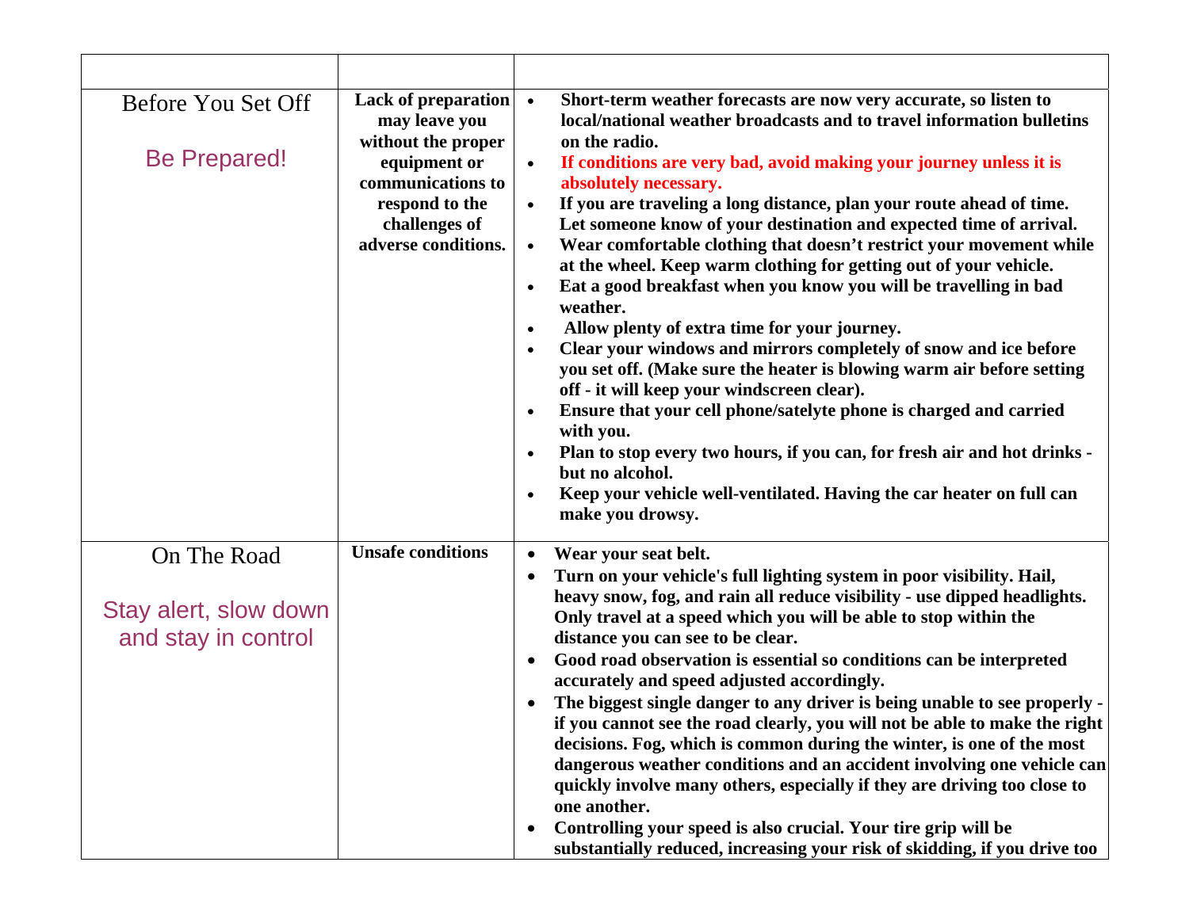| | | |
|---|---|---|
| Before You Set Off<br><br>Be Prepared! | **Lack of preparation may leave you without the proper equipment or communications to respond to the challenges of adverse conditions.** | • **Short-term weather forecasts are now very accurate, so listen to local/national weather broadcasts and to travel information bulletins on the radio.**<br>• **If conditions are very bad, avoid making your journey unless it is absolutely necessary.**<br>• **If you are traveling a long distance, plan your route ahead of time. Let someone know of your destination and expected time of arrival.**<br>• **Wear comfortable clothing that doesn't restrict your movement while at the wheel. Keep warm clothing for getting out of your vehicle.**<br>• **Eat a good breakfast when you know you will be travelling in bad weather.**<br>• **Allow plenty of extra time for your journey.**<br>• **Clear your windows and mirrors completely of snow and ice before you set off. (Make sure the heater is blowing warm air before setting off - it will keep your windscreen clear).**<br>• **Ensure that your cell phone/satelyte phone is charged and carried with you.**<br>• **Plan to stop every two hours, if you can, for fresh air and hot drinks - but no alcohol.**<br>• **Keep your vehicle well-ventilated. Having the car heater on full can make you drowsy.** |
| On The Road<br><br>Stay alert, slow down and stay in control | **Unsafe conditions** | • **Wear your seat belt.**<br>• **Turn on your vehicle's full lighting system in poor visibility. Hail, heavy snow, fog, and rain all reduce visibility - use dipped headlights. Only travel at a speed which you will be able to stop within the distance you can see to be clear.**<br>• **Good road observation is essential so conditions can be interpreted accurately and speed adjusted accordingly.**<br>• **The biggest single danger to any driver is being unable to see properly - if you cannot see the road clearly, you will not be able to make the right decisions. Fog, which is common during the winter, is one of the most dangerous weather conditions and an accident involving one vehicle can quickly involve many others, especially if they are driving too close to one another.**<br>• **Controlling your speed is also crucial. Your tire grip will be substantially reduced, increasing your risk of skidding, if you drive too** |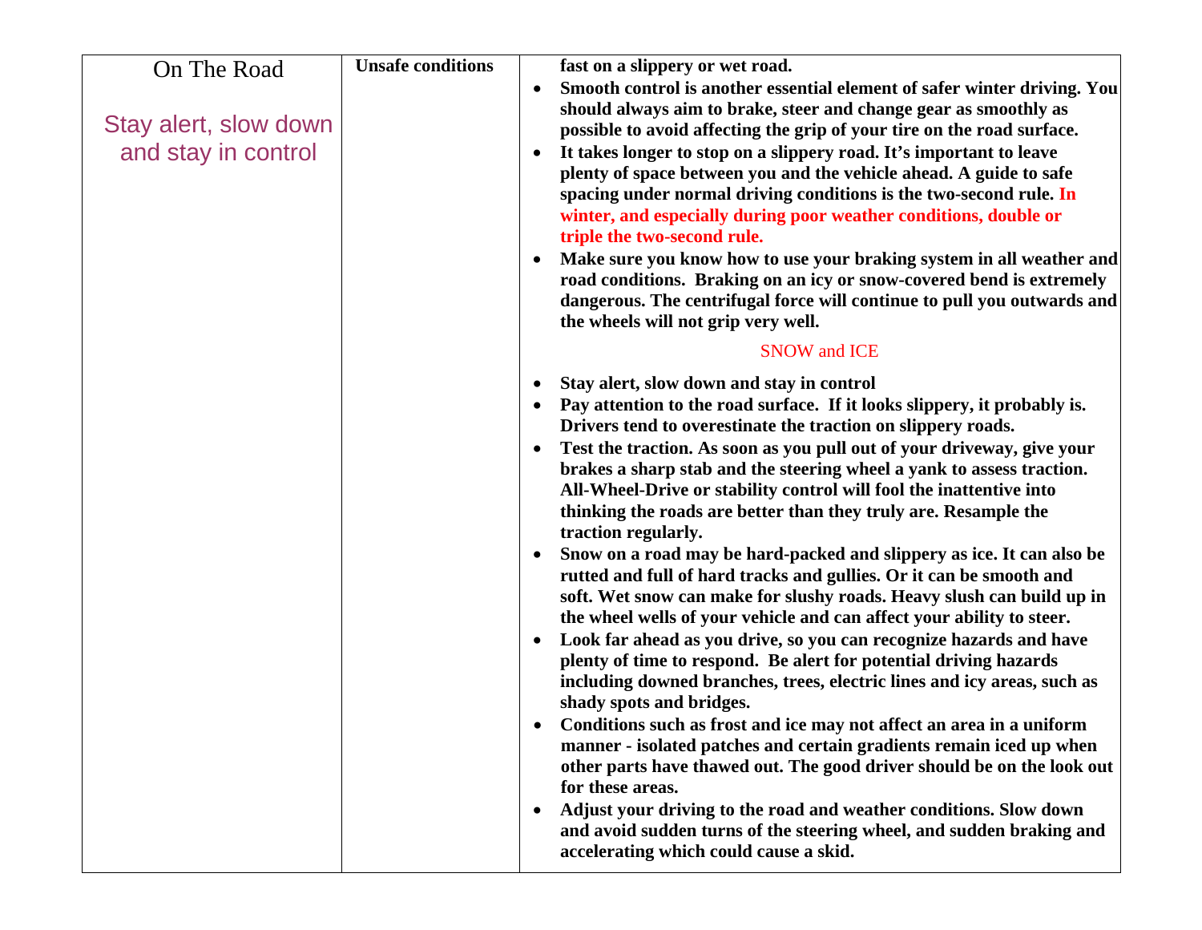| On The Road<br><br>Stay alert, slow down and stay in control | **Unsafe conditions** | **fast on a slippery or wet road.**<br>• **Smooth control is another essential element of safer winter driving. You should always aim to brake, steer and change gear as smoothly as possible to avoid affecting the grip of your tire on the road surface.**<br>• **It takes longer to stop on a slippery road. It's important to leave plenty of space between you and the vehicle ahead. A guide to safe spacing under normal driving conditions is the two-second rule. In winter, and especially during poor weather conditions, double or triple the two-second rule.**<br>• **Make sure you know how to use your braking system in all weather and road conditions. Braking on an icy or snow-covered bend is extremely dangerous. The centrifugal force will continue to pull you outwards and the wheels will not grip very well.**<br><br>SNOW and ICE<br><br>• **Stay alert, slow down and stay in control**<br>• **Pay attention to the road surface. If it looks slippery, it probably is. Drivers tend to overestinate the traction on slippery roads.**<br>• **Test the traction. As soon as you pull out of your driveway, give your brakes a sharp stab and the steering wheel a yank to assess traction. All-Wheel-Drive or stability control will fool the inattentive into thinking the roads are better than they truly are. Resample the traction regularly.**<br>• **Snow on a road may be hard-packed and slippery as ice. It can also be rutted and full of hard tracks and gullies. Or it can be smooth and soft. Wet snow can make for slushy roads. Heavy slush can build up in the wheel wells of your vehicle and can affect your ability to steer.**<br>• **Look far ahead as you drive, so you can recognize hazards and have plenty of time to respond. Be alert for potential driving hazards including downed branches, trees, electric lines and icy areas, such as shady spots and bridges.**<br>• **Conditions such as frost and ice may not affect an area in a uniform manner - isolated patches and certain gradients remain iced up when other parts have thawed out. The good driver should be on the look out for these areas.**<br>• **Adjust your driving to the road and weather conditions. Slow down and avoid sudden turns of the steering wheel, and sudden braking and accelerating which could cause a skid.** |
|---|---|---|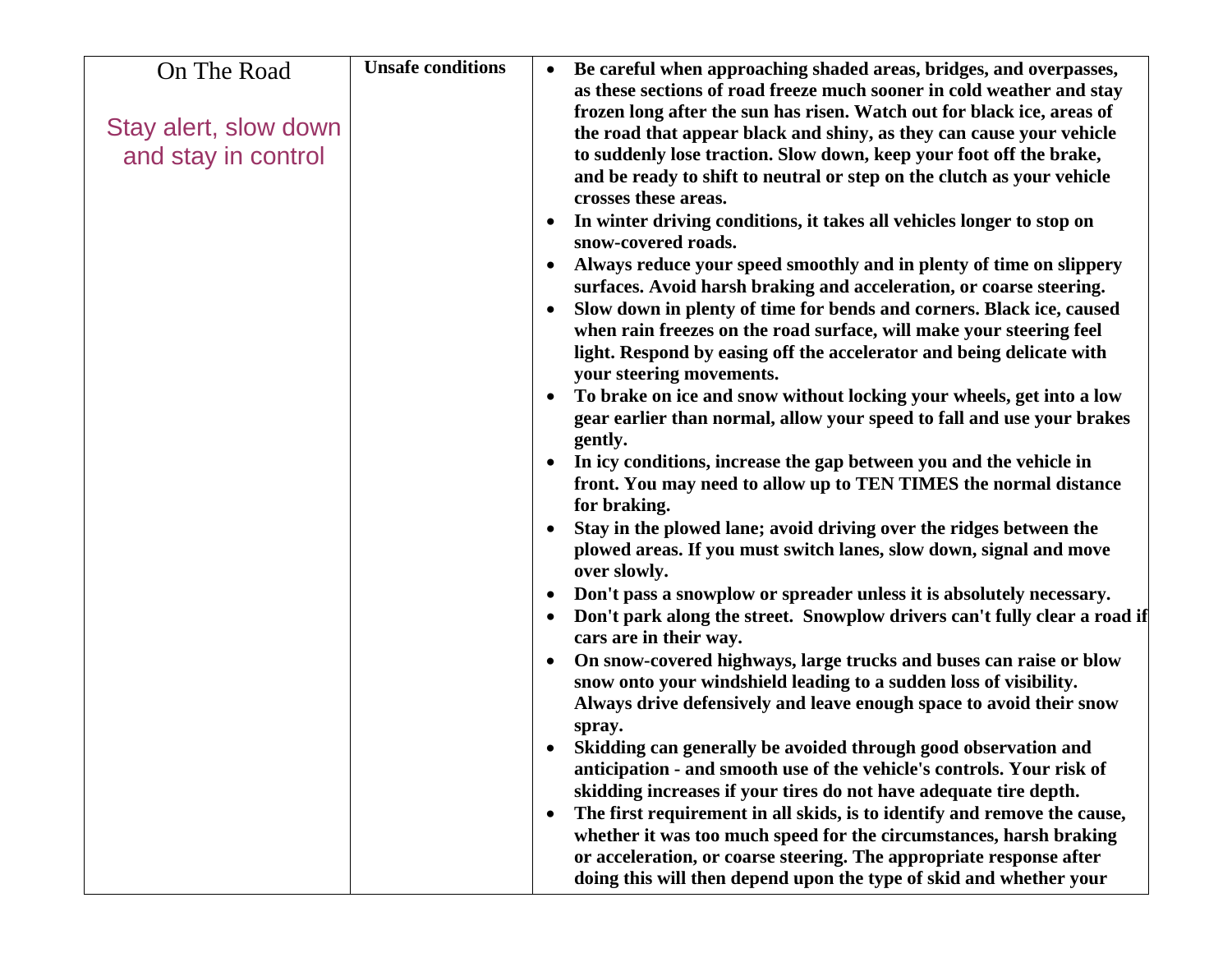| On The Road<br><br>Stay alert, slow down and stay in control | **Unsafe conditions** | • **Be careful when approaching shaded areas, bridges, and overpasses, as these sections of road freeze much sooner in cold weather and stay frozen long after the sun has risen. Watch out for black ice, areas of the road that appear black and shiny, as they can cause your vehicle to suddenly lose traction. Slow down, keep your foot off the brake, and be ready to shift to neutral or step on the clutch as your vehicle crosses these areas.**<br>• **In winter driving conditions, it takes all vehicles longer to stop on snow-covered roads.**<br>• **Always reduce your speed smoothly and in plenty of time on slippery surfaces. Avoid harsh braking and acceleration, or coarse steering.**<br>• **Slow down in plenty of time for bends and corners. Black ice, caused when rain freezes on the road surface, will make your steering feel light. Respond by easing off the accelerator and being delicate with your steering movements.**<br>• **To brake on ice and snow without locking your wheels, get into a low gear earlier than normal, allow your speed to fall and use your brakes gently.**<br>• **In icy conditions, increase the gap between you and the vehicle in front. You may need to allow up to TEN TIMES the normal distance for braking.**<br>• **Stay in the plowed lane; avoid driving over the ridges between the plowed areas. If you must switch lanes, slow down, signal and move over slowly.**<br>• **Don't pass a snowplow or spreader unless it is absolutely necessary.**<br>• **Don't park along the street. Snowplow drivers can't fully clear a road if cars are in their way.**<br>• **On snow-covered highways, large trucks and buses can raise or blow snow onto your windshield leading to a sudden loss of visibility. Always drive defensively and leave enough space to avoid their snow spray.**<br>• **Skidding can generally be avoided through good observation and anticipation - and smooth use of the vehicle's controls. Your risk of skidding increases if your tires do not have adequate tire depth.**<br>• **The first requirement in all skids, is to identify and remove the cause, whether it was too much speed for the circumstances, harsh braking or acceleration, or coarse steering. The appropriate response after doing this will then depend upon the type of skid and whether your** |
|---|---|---|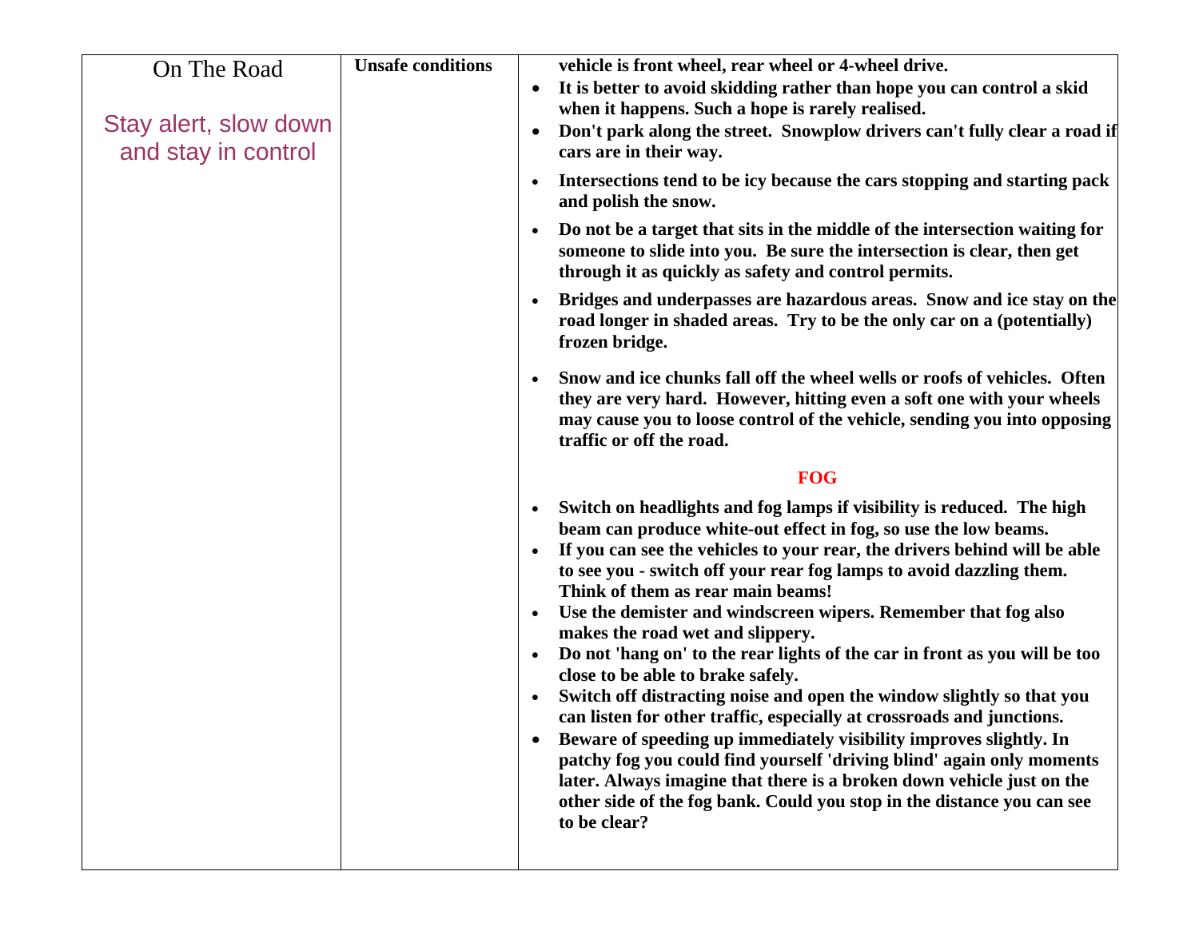| On The Road<br><br>Stay alert, slow down and stay in control | **Unsafe conditions** | **vehicle is front wheel, rear wheel or 4-wheel drive.**<br>• **It is better to avoid skidding rather than hope you can control a skid when it happens. Such a hope is rarely realised.**<br>• **Don't park along the street. Snowplow drivers can't fully clear a road if cars are in their way.**<br>• **Intersections tend to be icy because the cars stopping and starting pack and polish the snow.**<br>• **Do not be a target that sits in the middle of the intersection waiting for someone to slide into you. Be sure the intersection is clear, then get through it as quickly as safety and control permits.**<br>• **Bridges and underpasses are hazardous areas. Snow and ice stay on the road longer in shaded areas. Try to be the only car on a (potentially) frozen bridge.**<br>• **Snow and ice chunks fall off the wheel wells or roofs of vehicles. Often they are very hard. However, hitting even a soft one with your wheels may cause you to loose control of the vehicle, sending you into opposing traffic or off the road.**<br><br>**FOG**<br><br>• **Switch on headlights and fog lamps if visibility is reduced. The high beam can produce white-out effect in fog, so use the low beams.**<br>• **If you can see the vehicles to your rear, the drivers behind will be able to see you - switch off your rear fog lamps to avoid dazzling them. Think of them as rear main beams!**<br>• **Use the demister and windscreen wipers. Remember that fog also makes the road wet and slippery.**<br>• **Do not 'hang on' to the rear lights of the car in front as you will be too close to be able to brake safely.**<br>• **Switch off distracting noise and open the window slightly so that you can listen for other traffic, especially at crossroads and junctions.**<br>• **Beware of speeding up immediately visibility improves slightly. In patchy fog you could find yourself 'driving blind' again only moments later. Always imagine that there is a broken down vehicle just on the other side of the fog bank. Could you stop in the distance you can see to be clear?** |
|---|---|---|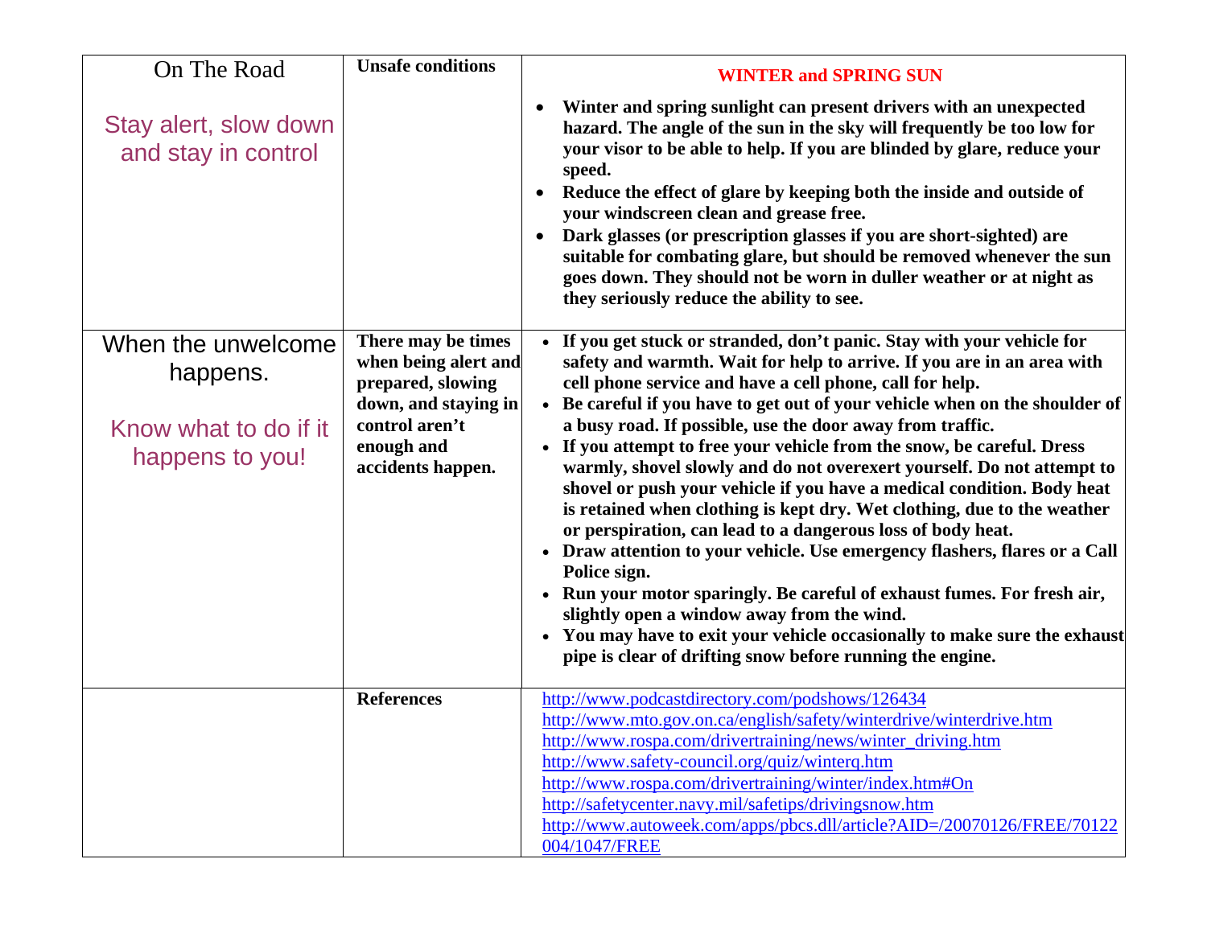| On The Road<br><br>Stay alert, slow down and stay in control | **Unsafe conditions** | **WINTER and SPRING SUN**<br><br>• **Winter and spring sunlight can present drivers with an unexpected hazard. The angle of the sun in the sky will frequently be too low for your visor to be able to help. If you are blinded by glare, reduce your speed.**<br>• **Reduce the effect of glare by keeping both the inside and outside of your windscreen clean and grease free.**<br>• **Dark glasses (or prescription glasses if you are short-sighted) are suitable for combating glare, but should be removed whenever the sun goes down. They should not be worn in duller weather or at night as they seriously reduce the ability to see.** |
|---|---|---|
| When the unwelcome happens.<br><br>Know what to do if it happens to you! | **There may be times when being alert and prepared, slowing down, and staying in control aren't enough and accidents happen.** | • **If you get stuck or stranded, don't panic. Stay with your vehicle for safety and warmth. Wait for help to arrive. If you are in an area with cell phone service and have a cell phone, call for help.**<br>• **Be careful if you have to get out of your vehicle when on the shoulder of a busy road. If possible, use the door away from traffic.**<br>• **If you attempt to free your vehicle from the snow, be careful. Dress warmly, shovel slowly and do not overexert yourself. Do not attempt to shovel or push your vehicle if you have a medical condition. Body heat is retained when clothing is kept dry. Wet clothing, due to the weather or perspiration, can lead to a dangerous loss of body heat.**<br>• **Draw attention to your vehicle. Use emergency flashers, flares or a Call Police sign.**<br>• **Run your motor sparingly. Be careful of exhaust fumes. For fresh air, slightly open a window away from the wind.**<br>• **You may have to exit your vehicle occasionally to make sure the exhaust pipe is clear of drifting snow before running the engine.** |
| | **References** | http://www.podcastdirectory.com/podshows/126434<br>http://www.mto.gov.on.ca/english/safety/winterdrive/winterdrive.htm<br>http://www.rospa.com/drivertraining/news/winter_driving.htm<br>http://www.safety-council.org/quiz/winterq.htm<br>http://www.rospa.com/drivertraining/winter/index.htm#On<br>http://safetycenter.navy.mil/safetips/drivingsnow.htm<br>http://www.autoweek.com/apps/pbcs.dll/article?AID=/20070126/FREE/70122004/1047/FREE |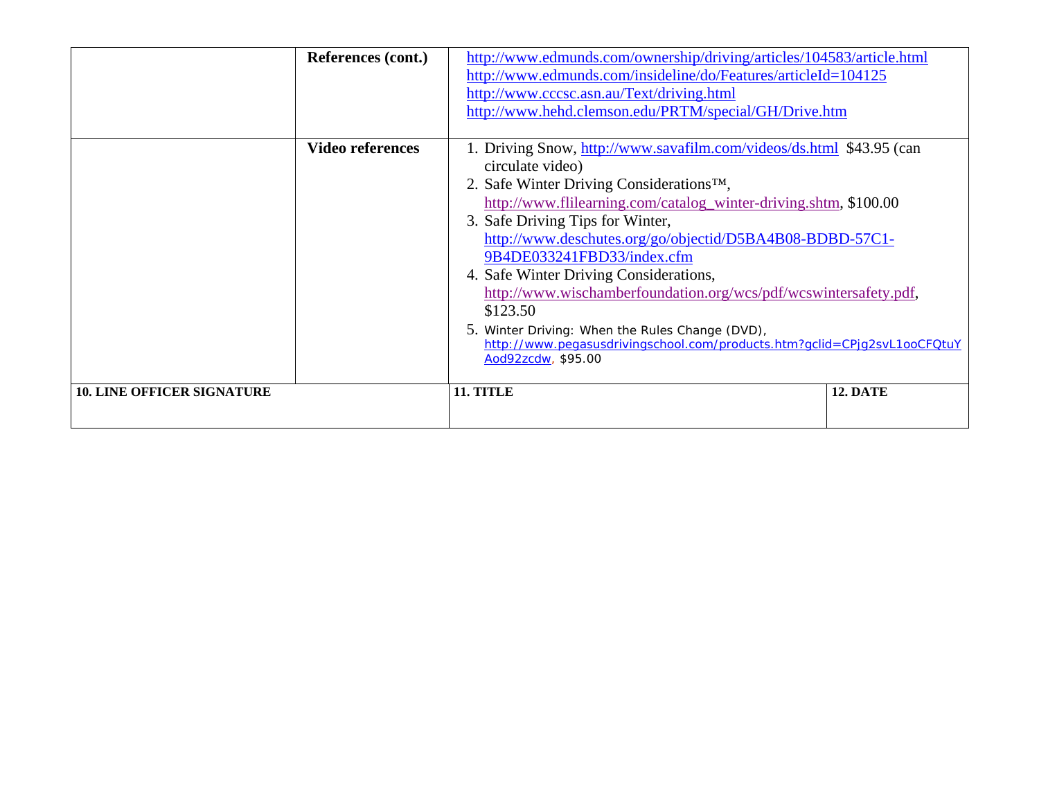| | | | |
|---|---|---|---|
| | **References (cont.)** | http://www.edmunds.com/ownership/driving/articles/104583/article.html<br>http://www.edmunds.com/insideline/do/Features/articleId=104125<br>http://www.cccsc.asn.au/Text/driving.html<br>http://www.hehd.clemson.edu/PRTM/special/GH/Drive.htm | |
| | **Video references** | 1. Driving Snow, http://www.savafilm.com/videos/ds.html $43.95 (can circulate video)<br>2. Safe Winter Driving Considerations™, http://www.flilearning.com/catalog_winter-driving.shtm, $100.00<br>3. Safe Driving Tips for Winter, http://www.deschutes.org/go/objectid/D5BA4B08-BDBD-57C1-9B4DE033241FBD33/index.cfm<br>4. Safe Winter Driving Considerations, http://www.wischamberfoundation.org/wcs/pdf/wcswintersafety.pdf, $123.50<br>5. Winter Driving: When the Rules Change (DVD), http://www.pegasusdrivingschool.com/products.htm?gclid=CPjg2svL1ooCFQtuYAod92zcdw, $95.00 | |
| **10. LINE OFFICER SIGNATURE** | | **11. TITLE** | **12. DATE** |